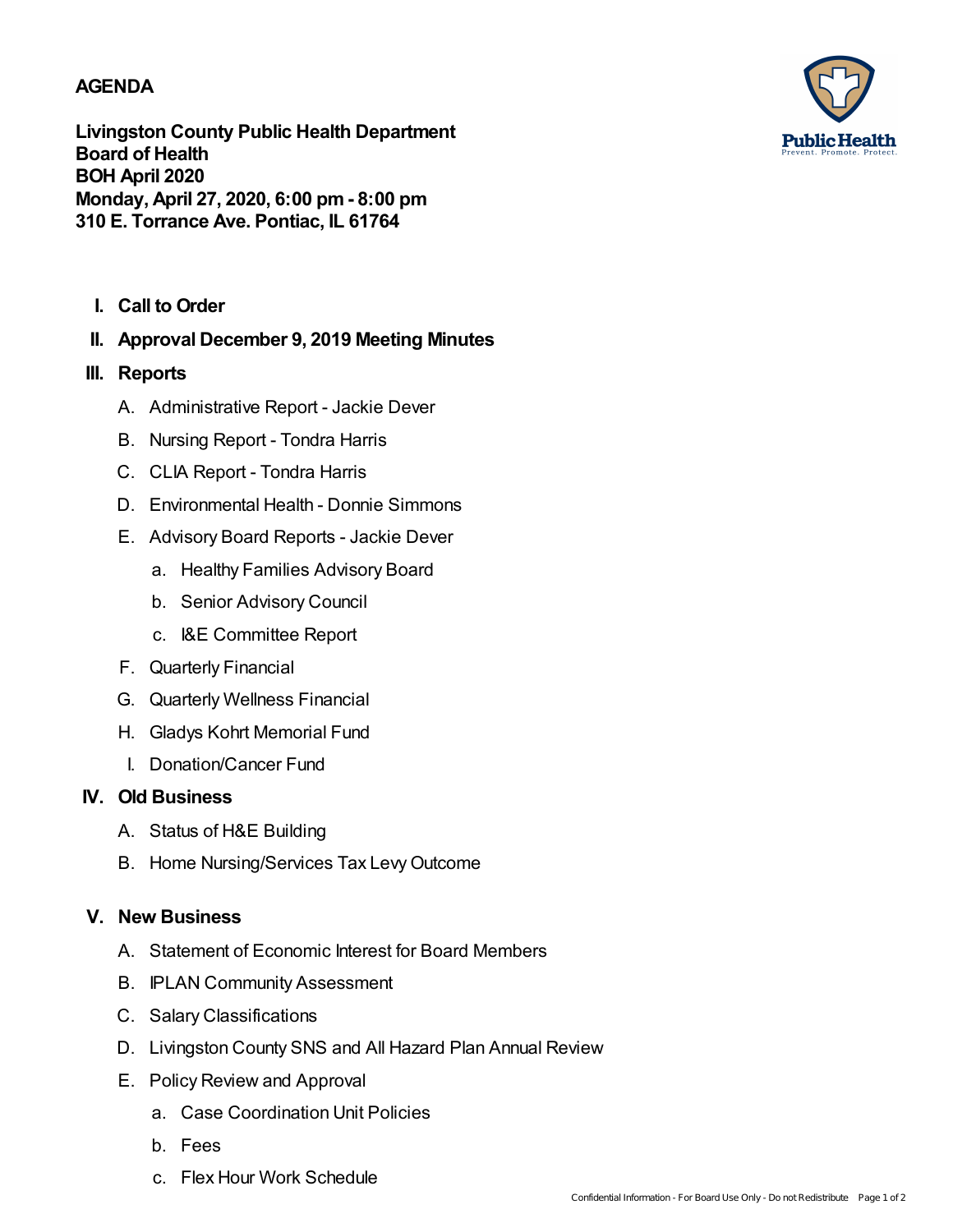# AGENDA

**Livingston County Public Health Department**
**Board of Health**
**BOH April 2020**
**Monday, April 27, 2020, 6:00 pm - 8:00 pm**
**310 E. Torrance Ave. Pontiac, IL 61764**

Public Health
Prevent. Promote. Protect.

**I. Call to Order**

**II. Approval December 9, 2019 Meeting Minutes**

**III. Reports**

- A. Administrative Report - Jackie Dever
- B. Nursing Report - Tondra Harris
- C. CLIA Report - Tondra Harris
- D. Environmental Health - Donnie Simmons
- E. Advisory Board Reports - Jackie Dever
  - a. Healthy Families Advisory Board
  - b. Senior Advisory Council
  - c. I&E Committee Report
- F. Quarterly Financial
- G. Quarterly Wellness Financial
- H. Gladys Kohrt Memorial Fund
- I. Donation/Cancer Fund

**IV. Old Business**

- A. Status of H&E Building
- B. Home Nursing/Services Tax Levy Outcome

**V. New Business**

- A. Statement of Economic Interest for Board Members
- B. IPLAN Community Assessment
- C. Salary Classifications
- D. Livingston County SNS and All Hazard Plan Annual Review
- E. Policy Review and Approval
  - a. Case Coordination Unit Policies
  - b. Fees
  - c. Flex Hour Work Schedule

Confidential Information - For Board Use Only - Do not Redistribute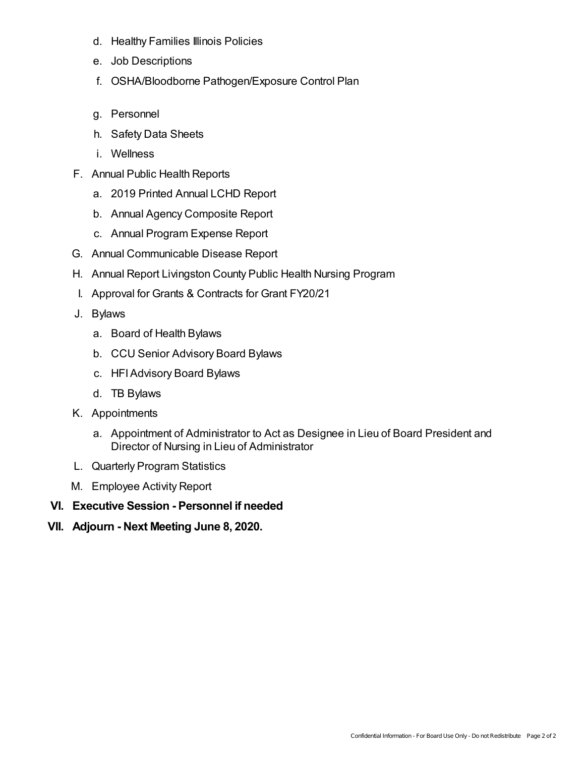d. Healthy Families Illinois Policies
  e. Job Descriptions
  f. OSHA/Bloodborne Pathogen/Exposure Control Plan
  g. Personnel
  h. Safety Data Sheets
  i. Wellness

F. Annual Public Health Reports
  a. 2019 Printed Annual LCHD Report
  b. Annual Agency Composite Report
  c. Annual Program Expense Report

G. Annual Communicable Disease Report

H. Annual Report Livingston County Public Health Nursing Program

I. Approval for Grants & Contracts for Grant FY20/21

J. Bylaws
  a. Board of Health Bylaws
  b. CCU Senior Advisory Board Bylaws
  c. HFI Advisory Board Bylaws
  d. TB Bylaws

K. Appointments
  a. Appointment of Administrator to Act as Designee in Lieu of Board President and Director of Nursing in Lieu of Administrator

L. Quarterly Program Statistics

M. Employee Activity Report

**VI. Executive Session - Personnel if needed**

**VII. Adjourn - Next Meeting June 8, 2020.**

Confidential Information - For Board Use Only - Do not Redistribute